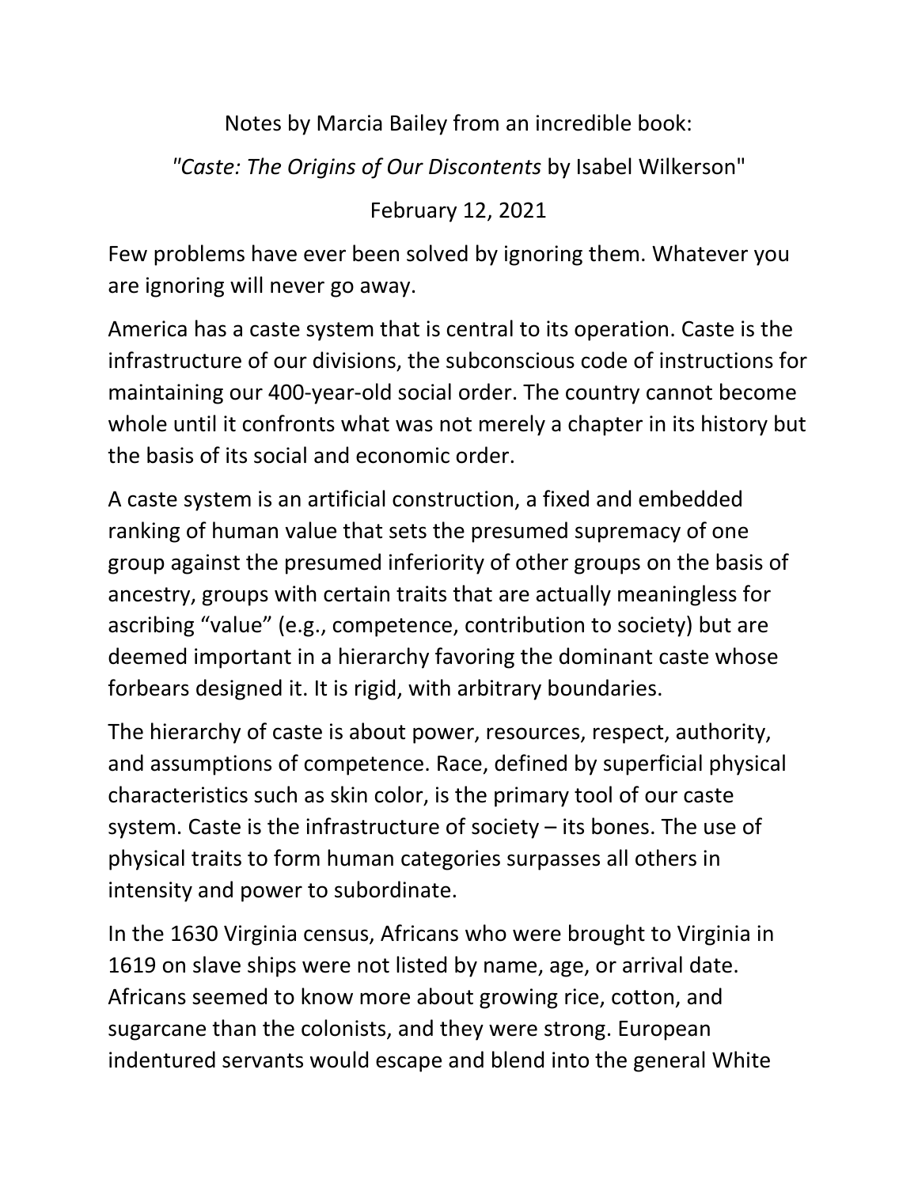Notes by Marcia Bailey from an incredible book:

*"Caste: The Origins of Our Discontents* by Isabel Wilkerson"

February 12, 2021

Few problems have ever been solved by ignoring them. Whatever you are ignoring will never go away.

America has a caste system that is central to its operation. Caste is the infrastructure of our divisions, the subconscious code of instructions for maintaining our 400-year-old social order. The country cannot become whole until it confronts what was not merely a chapter in its history but the basis of its social and economic order.

A caste system is an artificial construction, a fixed and embedded ranking of human value that sets the presumed supremacy of one group against the presumed inferiority of other groups on the basis of ancestry, groups with certain traits that are actually meaningless for ascribing "value" (e.g., competence, contribution to society) but are deemed important in a hierarchy favoring the dominant caste whose forbears designed it. It is rigid, with arbitrary boundaries.

The hierarchy of caste is about power, resources, respect, authority, and assumptions of competence. Race, defined by superficial physical characteristics such as skin color, is the primary tool of our caste system. Caste is the infrastructure of society – its bones. The use of physical traits to form human categories surpasses all others in intensity and power to subordinate.

In the 1630 Virginia census, Africans who were brought to Virginia in 1619 on slave ships were not listed by name, age, or arrival date. Africans seemed to know more about growing rice, cotton, and sugarcane than the colonists, and they were strong. European indentured servants would escape and blend into the general White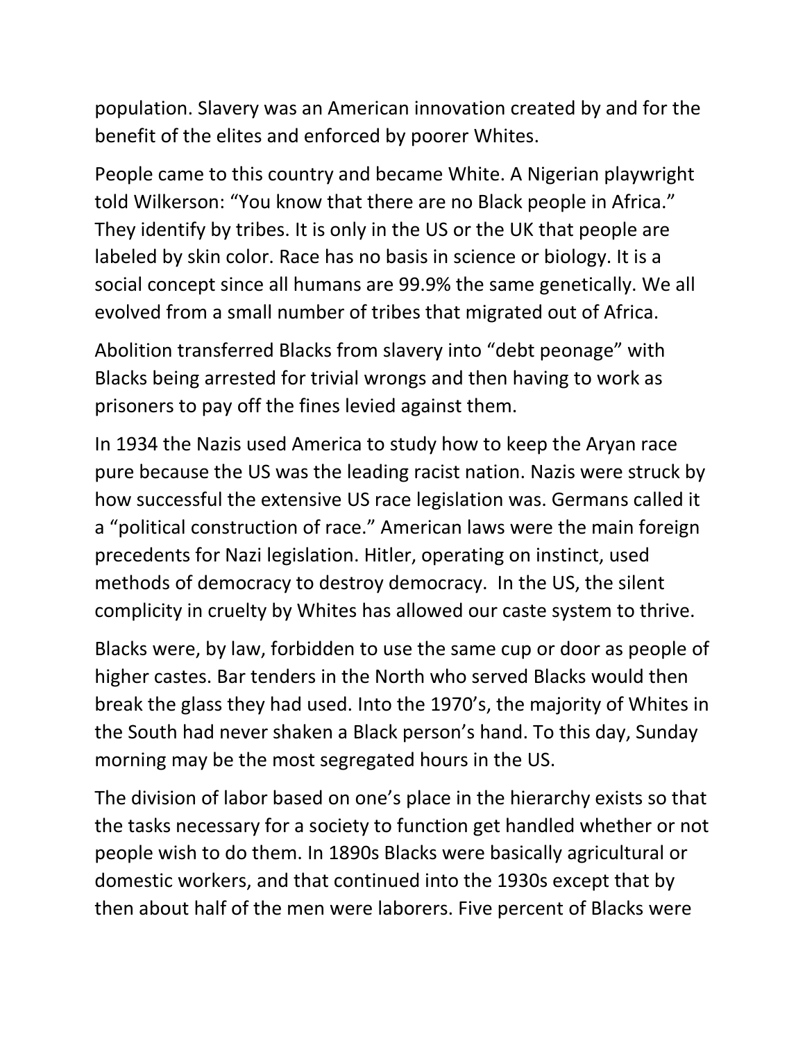population. Slavery was an American innovation created by and for the benefit of the elites and enforced by poorer Whites.

People came to this country and became White. A Nigerian playwright told Wilkerson: "You know that there are no Black people in Africa." They identify by tribes. It is only in the US or the UK that people are labeled by skin color. Race has no basis in science or biology. It is a social concept since all humans are 99.9% the same genetically. We all evolved from a small number of tribes that migrated out of Africa.

Abolition transferred Blacks from slavery into "debt peonage" with Blacks being arrested for trivial wrongs and then having to work as prisoners to pay off the fines levied against them.

In 1934 the Nazis used America to study how to keep the Aryan race pure because the US was the leading racist nation. Nazis were struck by how successful the extensive US race legislation was. Germans called it a "political construction of race." American laws were the main foreign precedents for Nazi legislation. Hitler, operating on instinct, used methods of democracy to destroy democracy. In the US, the silent complicity in cruelty by Whites has allowed our caste system to thrive.

Blacks were, by law, forbidden to use the same cup or door as people of higher castes. Bar tenders in the North who served Blacks would then break the glass they had used. Into the 1970's, the majority of Whites in the South had never shaken a Black person's hand. To this day, Sunday morning may be the most segregated hours in the US.

The division of labor based on one's place in the hierarchy exists so that the tasks necessary for a society to function get handled whether or not people wish to do them. In 1890s Blacks were basically agricultural or domestic workers, and that continued into the 1930s except that by then about half of the men were laborers. Five percent of Blacks were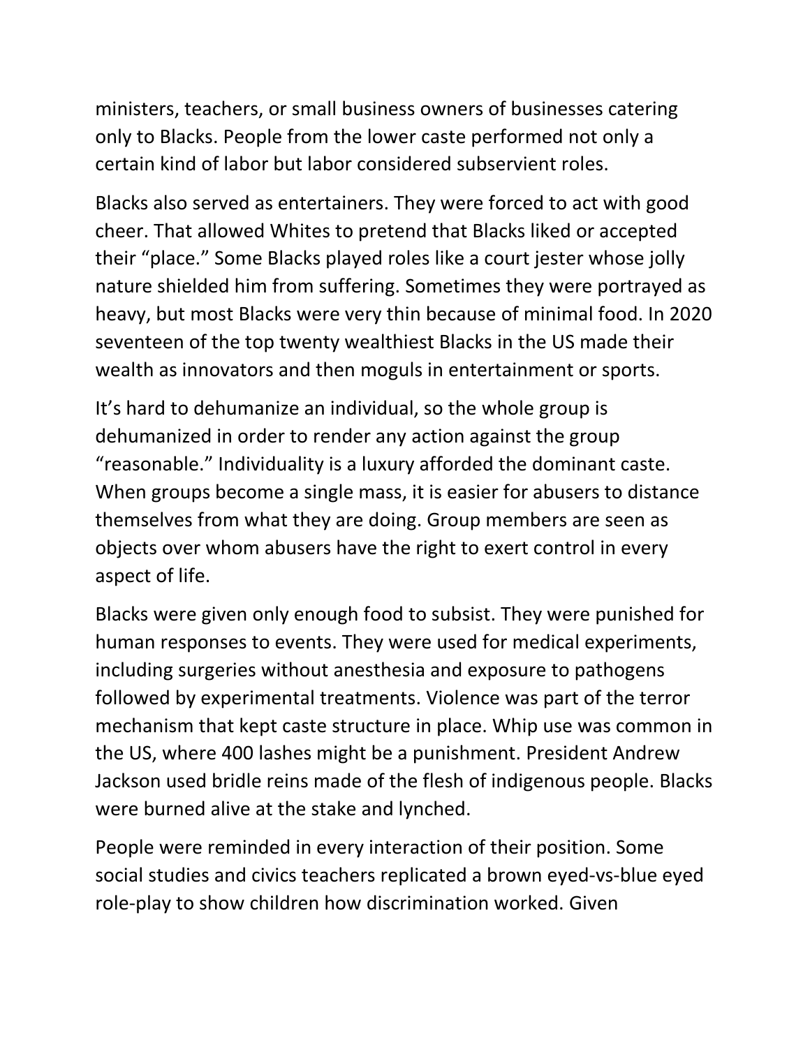ministers, teachers, or small business owners of businesses catering only to Blacks. People from the lower caste performed not only a certain kind of labor but labor considered subservient roles.

Blacks also served as entertainers. They were forced to act with good cheer. That allowed Whites to pretend that Blacks liked or accepted their "place." Some Blacks played roles like a court jester whose jolly nature shielded him from suffering. Sometimes they were portrayed as heavy, but most Blacks were very thin because of minimal food. In 2020 seventeen of the top twenty wealthiest Blacks in the US made their wealth as innovators and then moguls in entertainment or sports.

It's hard to dehumanize an individual, so the whole group is dehumanized in order to render any action against the group "reasonable." Individuality is a luxury afforded the dominant caste. When groups become a single mass, it is easier for abusers to distance themselves from what they are doing. Group members are seen as objects over whom abusers have the right to exert control in every aspect of life.

Blacks were given only enough food to subsist. They were punished for human responses to events. They were used for medical experiments, including surgeries without anesthesia and exposure to pathogens followed by experimental treatments. Violence was part of the terror mechanism that kept caste structure in place. Whip use was common in the US, where 400 lashes might be a punishment. President Andrew Jackson used bridle reins made of the flesh of indigenous people. Blacks were burned alive at the stake and lynched.

People were reminded in every interaction of their position. Some social studies and civics teachers replicated a brown eyed-vs-blue eyed role-play to show children how discrimination worked. Given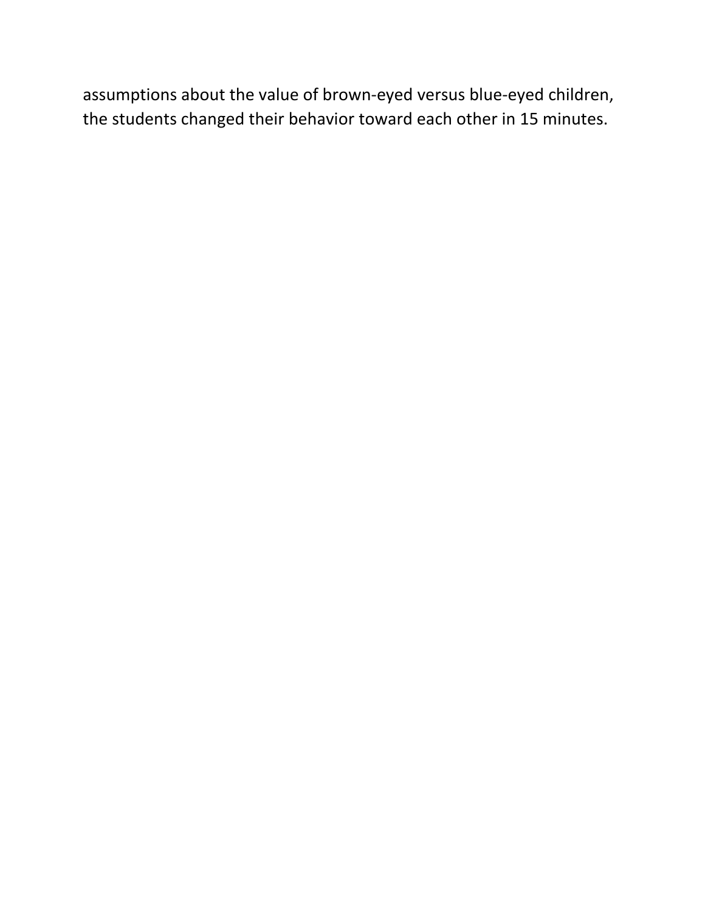assumptions about the value of brown-eyed versus blue-eyed children, the students changed their behavior toward each other in 15 minutes.